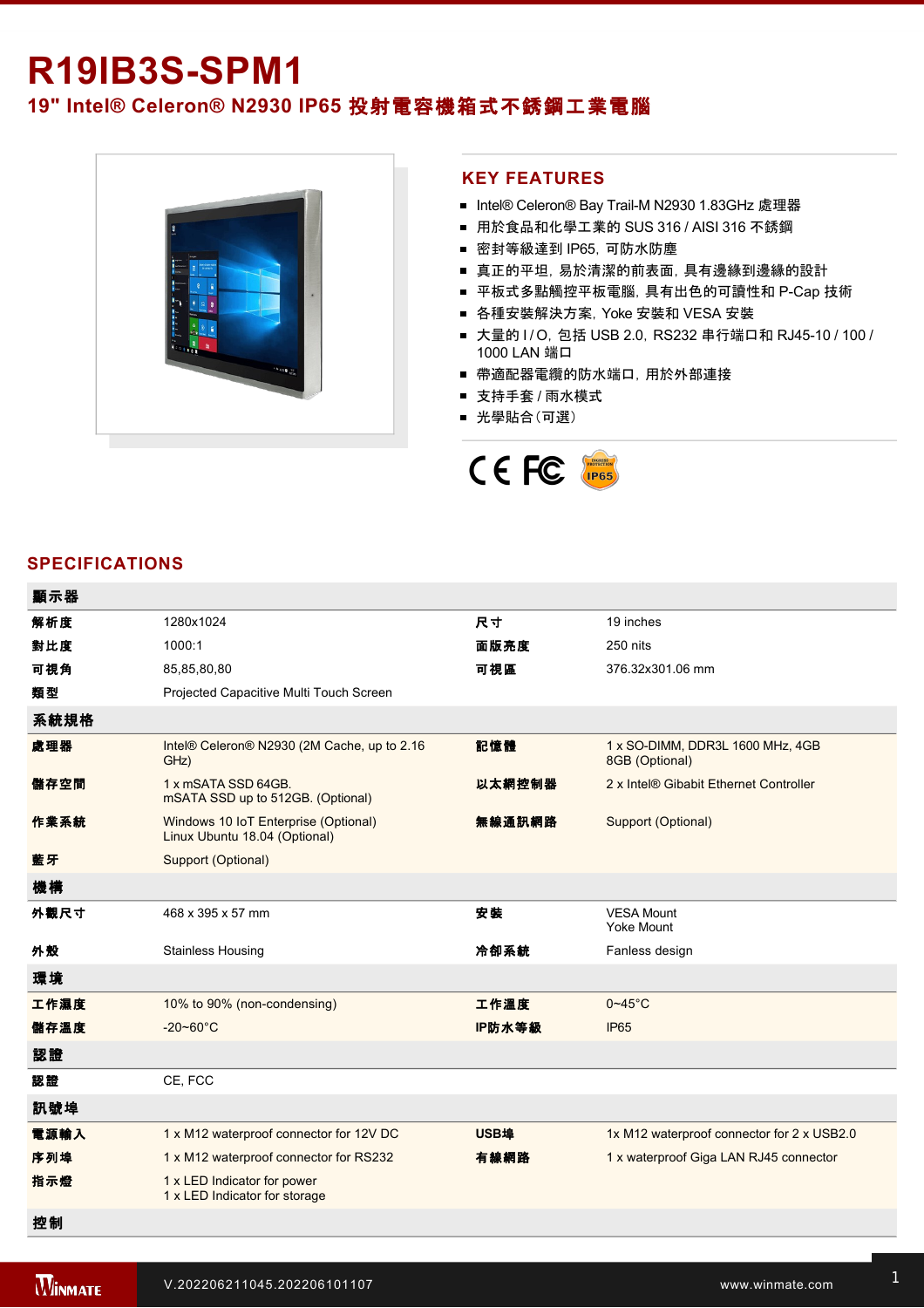# R19IB3S-SPM1

## 19" Intel® Celeron® N2930 IP65 投射電容機箱式不銹鋼工業電腦

## KEY FEATURES

- Intel® Celeron® Bay Trail-M N2930 1.83GHz 處理器
- 用於食品和化學工業的 SUS 316 / AISI 316 不銹鋼
- 密封等級達到 IP65，可防水防塵
- 真正的平坦，易於清潔的前表面，具有邊緣到邊緣的設計
- 平板式多點觸控平板電腦，具有出色的可讀性和 P-Cap 技術
- 各種安裝解決方案，Yoke 安裝和 VESA 安裝
- 大量的 I / O，包括 USB 2.0，RS232 串行端口和 RJ45-10 / 100 / 1000 LAN 端口
- 帶適配器電纜的防水端口，用於外部連接
- 支持手套 / 雨水模式
- 光學貼合（可選）

## SPECIFICATIONS

| 顯示器 | | | |
|---|---|---|---|
| 解析度 | 1280x1024 | 尺寸 | 19 inches |
| 對比度 | 1000:1 | 面版亮度 | 250 nits |
| 可視角 | 85,85,80,80 | 可視區 | 376.32x301.06 mm |
| 類型 | Projected Capacitive Multi Touch Screen | | |
| **系統規格** | | | |
| 處理器 | Intel® Celeron® N2930 (2M Cache, up to 2.16 GHz) | 記憶體 | 1 x SO-DIMM, DDR3L 1600 MHz, 4GB<br>8GB (Optional) |
| 儲存空間 | 1 x mSATA SSD 64GB.<br>mSATA SSD up to 512GB. (Optional) | 以太網控制器 | 2 x Intel® Gibabit Ethernet Controller |
| 作業系統 | Windows 10 IoT Enterprise (Optional)<br>Linux Ubuntu 18.04 (Optional) | 無線通訊網路 | Support (Optional) |
| 藍牙 | Support (Optional) | | |
| **機構** | | | |
| 外觀尺寸 | 468 x 395 x 57 mm | 安裝 | VESA Mount<br>Yoke Mount |
| 外殼 | Stainless Housing | 冷卻系統 | Fanless design |
| **環境** | | | |
| 工作濕度 | 10% to 90% (non-condensing) | 工作溫度 | 0~45°C |
| 儲存溫度 | -20~60°C | IP防水等級 | IP65 |
| **認證** | | | |
| 認證 | CE, FCC | | |
| **訊號埠** | | | |
| 電源輸入 | 1 x M12 waterproof connector for 12V DC | USB埠 | 1x M12 waterproof connector for 2 x USB2.0 |
| 序列埠 | 1 x M12 waterproof connector for RS232 | 有線網路 | 1 x waterproof Giga LAN RJ45 connector |
| 指示燈 | 1 x LED Indicator for power<br>1 x LED Indicator for storage | | |
| **控制** | | | |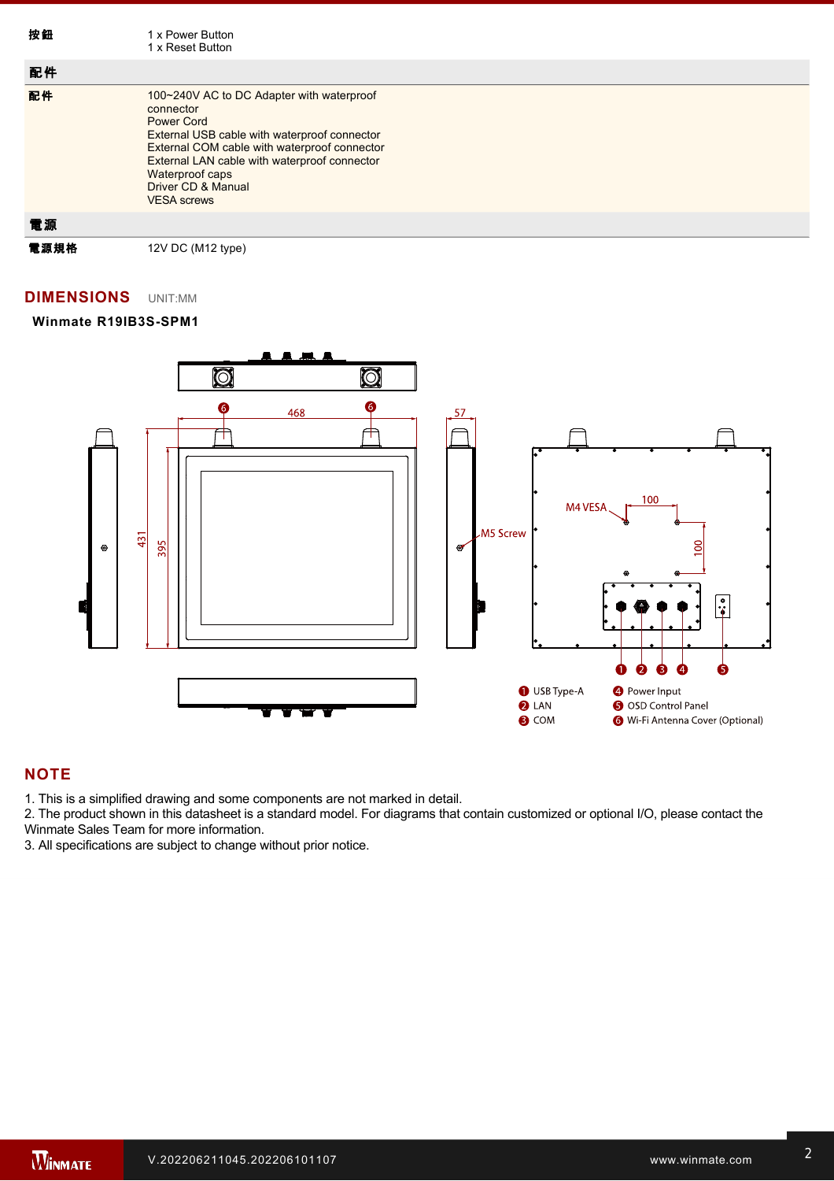| | |
|---|---|
| 按鈕 | 1 x Power Button<br>1 x Reset Button |
| **配件** | |
| 配件 | 100~240V AC to DC Adapter with waterproof connector<br>Power Cord<br>External USB cable with waterproof connector<br>External COM cable with waterproof connector<br>External LAN cable with waterproof connector<br>Waterproof caps<br>Driver CD & Manual<br>VESA screws |
| **電源** | |
| 電源規格 | 12V DC (M12 type) |

## DIMENSIONS UNIT:MM

**Winmate R19IB3S-SPM1**

468
57
431
395
M5 Screw
M4 VESA
100
100

1 USB Type-A
2 LAN
3 COM
4 Power Input
5 OSD Control Panel
6 Wi-Fi Antenna Cover (Optional)

## NOTE

1. This is a simplified drawing and some components are not marked in detail.
2. The product shown in this datasheet is a standard model. For diagrams that contain customized or optional I/O, please contact the Winmate Sales Team for more information.
3. All specifications are subject to change without prior notice.